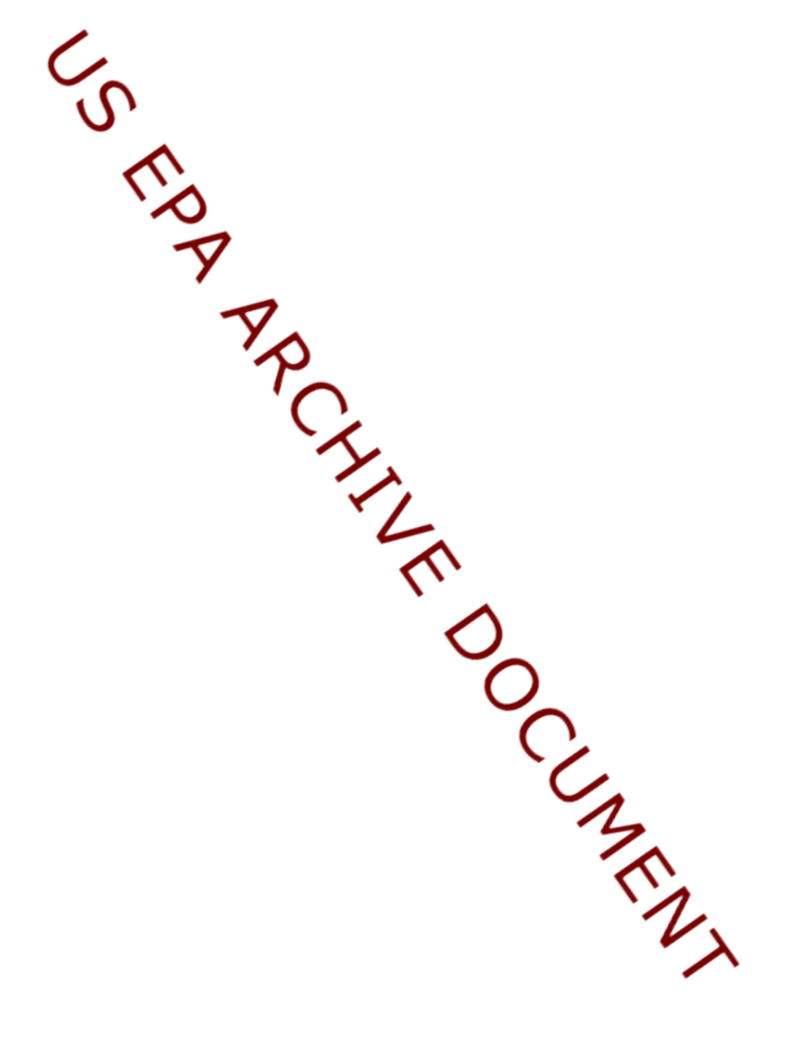US EPA ARCHIVE DOCUMENT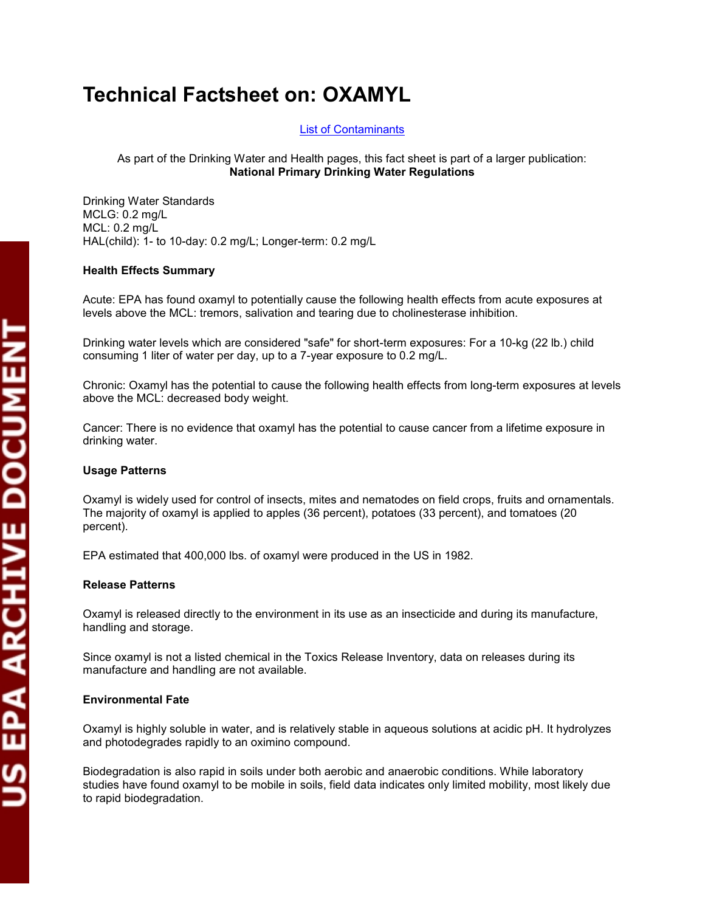# Technical Factsheet on: OXAMYL

[List of Contaminants]

As part of the Drinking Water and Health pages, this fact sheet is part of a larger publication:
**National Primary Drinking Water Regulations**

Drinking Water Standards
MCLG: 0.2 mg/L
MCL: 0.2 mg/L
HAL(child): 1- to 10-day: 0.2 mg/L; Longer-term: 0.2 mg/L

**Health Effects Summary**

Acute: EPA has found oxamyl to potentially cause the following health effects from acute exposures at levels above the MCL: tremors, salivation and tearing due to cholinesterase inhibition.

Drinking water levels which are considered "safe" for short-term exposures: For a 10-kg (22 lb.) child consuming 1 liter of water per day, up to a 7-year exposure to 0.2 mg/L.

Chronic: Oxamyl has the potential to cause the following health effects from long-term exposures at levels above the MCL: decreased body weight.

Cancer: There is no evidence that oxamyl has the potential to cause cancer from a lifetime exposure in drinking water.

**Usage Patterns**

Oxamyl is widely used for control of insects, mites and nematodes on field crops, fruits and ornamentals. The majority of oxamyl is applied to apples (36 percent), potatoes (33 percent), and tomatoes (20 percent).

EPA estimated that 400,000 lbs. of oxamyl were produced in the US in 1982.

**Release Patterns**

Oxamyl is released directly to the environment in its use as an insecticide and during its manufacture, handling and storage.

Since oxamyl is not a listed chemical in the Toxics Release Inventory, data on releases during its manufacture and handling are not available.

**Environmental Fate**

Oxamyl is highly soluble in water, and is relatively stable in aqueous solutions at acidic pH. It hydrolyzes and photodegrades rapidly to an oximino compound.

Biodegradation is also rapid in soils under both aerobic and anaerobic conditions. While laboratory studies have found oxamyl to be mobile in soils, field data indicates only limited mobility, most likely due to rapid biodegradation.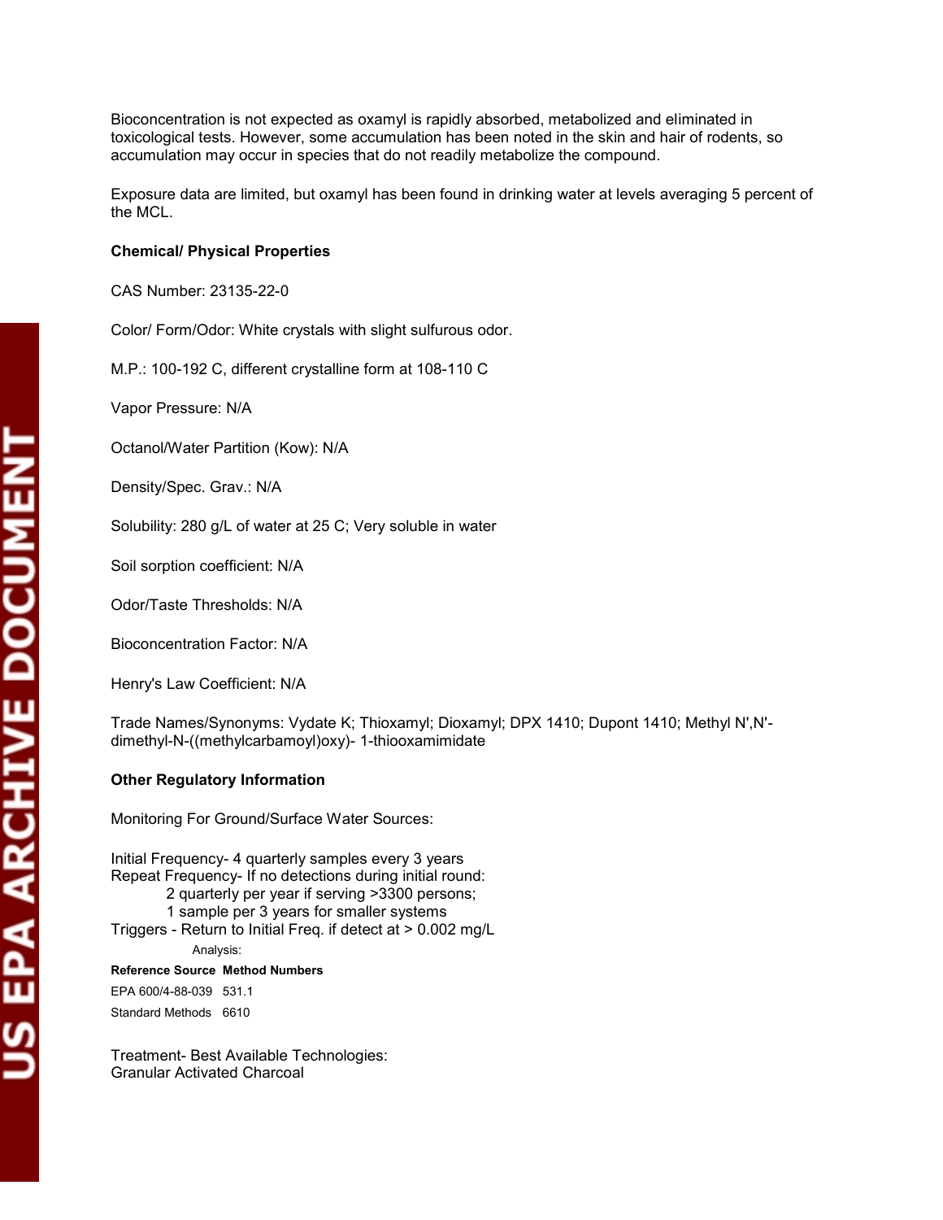Bioconcentration is not expected as oxamyl is rapidly absorbed, metabolized and eliminated in toxicological tests. However, some accumulation has been noted in the skin and hair of rodents, so accumulation may occur in species that do not readily metabolize the compound.

Exposure data are limited, but oxamyl has been found in drinking water at levels averaging 5 percent of the MCL.

**Chemical/ Physical Properties**

CAS Number: 23135-22-0

Color/ Form/Odor: White crystals with slight sulfurous odor.

M.P.: 100-192 C, different crystalline form at 108-110 C

Vapor Pressure: N/A

Octanol/Water Partition (Kow): N/A

Density/Spec. Grav.: N/A

Solubility: 280 g/L of water at 25 C; Very soluble in water

Soil sorption coefficient: N/A

Odor/Taste Thresholds: N/A

Bioconcentration Factor: N/A

Henry's Law Coefficient: N/A

Trade Names/Synonyms: Vydate K; Thioxamyl; Dioxamyl; DPX 1410; Dupont 1410; Methyl N',N'-dimethyl-N-((methylcarbamoyl)oxy)- 1-thiooxamimidate

**Other Regulatory Information**

Monitoring For Ground/Surface Water Sources:

Initial Frequency- 4 quarterly samples every 3 years
Repeat Frequency- If no detections during initial round:
- 2 quarterly per year if serving >3300 persons;
- 1 sample per 3 years for smaller systems

Triggers - Return to Initial Freq. if detect at > 0.002 mg/L

Analysis:

| Reference Source | Method Numbers |
|---|---|
| EPA 600/4-88-039 | 531.1 |
| Standard Methods | 6610 |

Treatment- Best Available Technologies:
Granular Activated Charcoal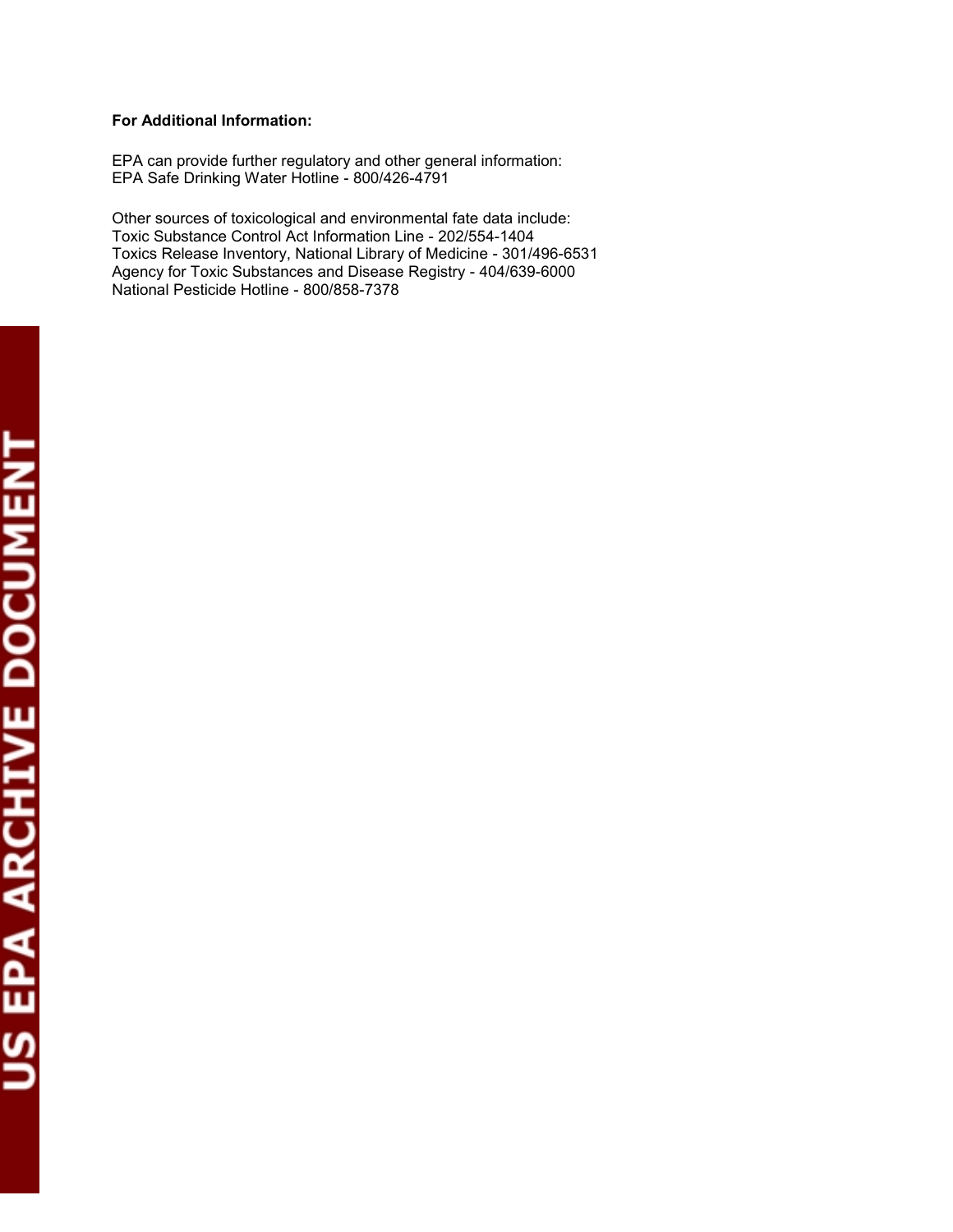**For Additional Information:**

EPA can provide further regulatory and other general information:
EPA Safe Drinking Water Hotline - 800/426-4791

Other sources of toxicological and environmental fate data include:
Toxic Substance Control Act Information Line - 202/554-1404
Toxics Release Inventory, National Library of Medicine - 301/496-6531
Agency for Toxic Substances and Disease Registry - 404/639-6000
National Pesticide Hotline - 800/858-7378